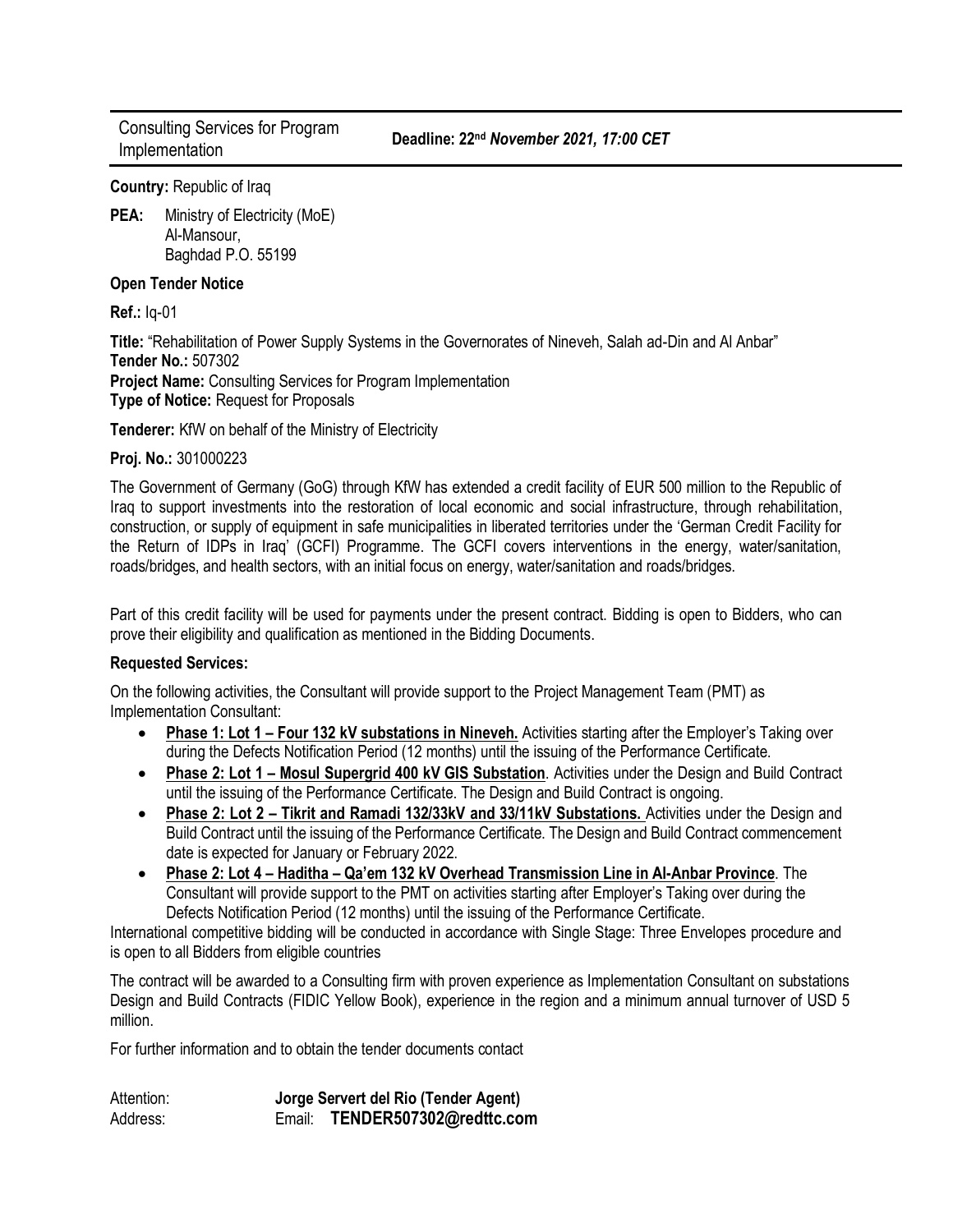Consulting Services for Program Implementation | **Deadline: 22nd *November 2021, 17:00 CET***

**Country:** Republic of Iraq

**PEA:** Ministry of Electricity (MoE)
Al-Mansour,
Baghdad P.O. 55199

**Open Tender Notice**

**Ref.:** Iq-01

**Title:** "Rehabilitation of Power Supply Systems in the Governorates of Nineveh, Salah ad-Din and Al Anbar"
**Tender No.:** 507302
**Project Name:** Consulting Services for Program Implementation
**Type of Notice:** Request for Proposals

**Tenderer:** KfW on behalf of the Ministry of Electricity

**Proj. No.:** 301000223

The Government of Germany (GoG) through KfW has extended a credit facility of EUR 500 million to the Republic of Iraq to support investments into the restoration of local economic and social infrastructure, through rehabilitation, construction, or supply of equipment in safe municipalities in liberated territories under the 'German Credit Facility for the Return of IDPs in Iraq' (GCFI) Programme. The GCFI covers interventions in the energy, water/sanitation, roads/bridges, and health sectors, with an initial focus on energy, water/sanitation and roads/bridges.

Part of this credit facility will be used for payments under the present contract. Bidding is open to Bidders, who can prove their eligibility and qualification as mentioned in the Bidding Documents.

**Requested Services:**

On the following activities, the Consultant will provide support to the Project Management Team (PMT) as Implementation Consultant:

- **Phase 1: Lot 1 – Four 132 kV substations in Nineveh.** Activities starting after the Employer's Taking over during the Defects Notification Period (12 months) until the issuing of the Performance Certificate.
- **Phase 2: Lot 1 – Mosul Supergrid 400 kV GIS Substation**. Activities under the Design and Build Contract until the issuing of the Performance Certificate. The Design and Build Contract is ongoing.
- **Phase 2: Lot 2 – Tikrit and Ramadi 132/33kV and 33/11kV Substations.** Activities under the Design and Build Contract until the issuing of the Performance Certificate. The Design and Build Contract commencement date is expected for January or February 2022.
- **Phase 2: Lot 4 – Haditha – Qa'em 132 kV Overhead Transmission Line in Al-Anbar Province**. The Consultant will provide support to the PMT on activities starting after Employer's Taking over during the Defects Notification Period (12 months) until the issuing of the Performance Certificate.

International competitive bidding will be conducted in accordance with Single Stage: Three Envelopes procedure and is open to all Bidders from eligible countries

The contract will be awarded to a Consulting firm with proven experience as Implementation Consultant on substations Design and Build Contracts (FIDIC Yellow Book), experience in the region and a minimum annual turnover of USD 5 million.

For further information and to obtain the tender documents contact

Attention: **Jorge Servert del Rio (Tender Agent)**
Address: Email: **TENDER507302@redttc.com**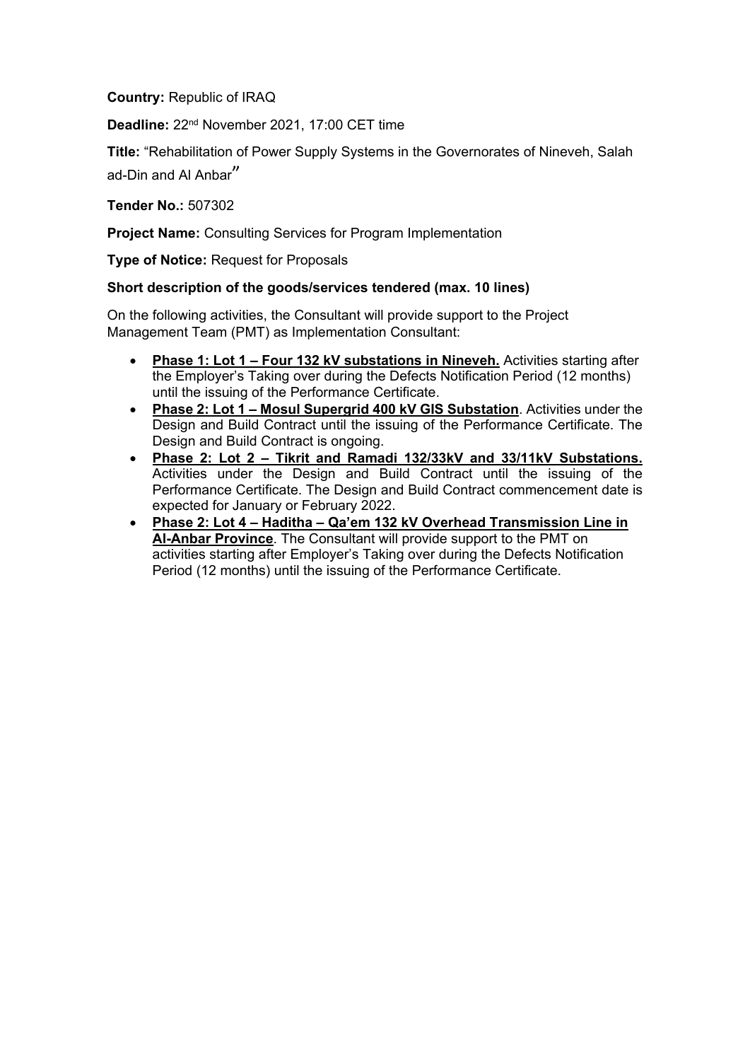**Country:** Republic of IRAQ

**Deadline:** 22nd November 2021, 17:00 CET time

**Title:** "Rehabilitation of Power Supply Systems in the Governorates of Nineveh, Salah ad-Din and Al Anbar"

**Tender No.:** 507302

**Project Name:** Consulting Services for Program Implementation

**Type of Notice:** Request for Proposals

**Short description of the goods/services tendered (max. 10 lines)**

On the following activities, the Consultant will provide support to the Project Management Team (PMT) as Implementation Consultant:

- **Phase 1: Lot 1 – Four 132 kV substations in Nineveh.** Activities starting after the Employer's Taking over during the Defects Notification Period (12 months) until the issuing of the Performance Certificate.
- **Phase 2: Lot 1 – Mosul Supergrid 400 kV GIS Substation**. Activities under the Design and Build Contract until the issuing of the Performance Certificate. The Design and Build Contract is ongoing.
- **Phase 2: Lot 2 – Tikrit and Ramadi 132/33kV and 33/11kV Substations.** Activities under the Design and Build Contract until the issuing of the Performance Certificate. The Design and Build Contract commencement date is expected for January or February 2022.
- **Phase 2: Lot 4 – Haditha – Qa'em 132 kV Overhead Transmission Line in Al-Anbar Province**. The Consultant will provide support to the PMT on activities starting after Employer's Taking over during the Defects Notification Period (12 months) until the issuing of the Performance Certificate.